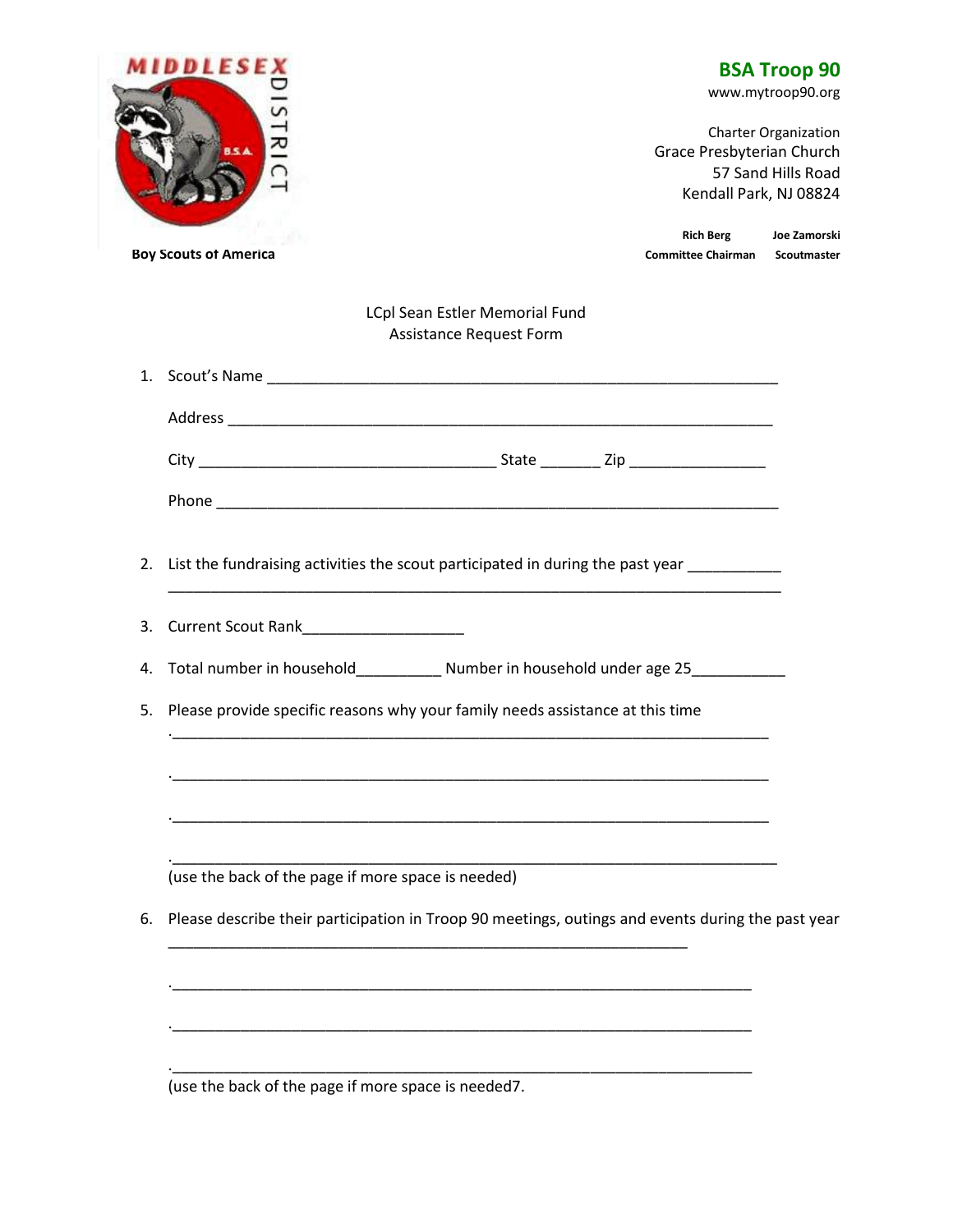MIDDLESEX DISTRICT

B.S.A.

**Boy Scouts of America**

**BSA Troop 90**
www.mytroop90.org

Charter Organization
Grace Presbyterian Church
57 Sand Hills Road
Kendall Park, NJ 08824

**Rich Berg** — **Committee Chairman**
**Joe Zamorski** — **Scoutmaster**

LCpl Sean Estler Memorial Fund
Assistance Request Form

1. Scout's Name ______________________________________________________________

   Address _________________________________________________________________

   City ___________________________________ State _______ Zip ________________

   Phone ___________________________________________________________________

2. List the fundraising activities the scout participated in during the past year ___________
   _______________________________________________________________________

3. Current Scout Rank___________________

4. Total number in household__________ Number in household under age 25___________

5. Please provide specific reasons why your family needs assistance at this time
   .______________________________________________________________________

   .______________________________________________________________________

   .______________________________________________________________________

   .______________________________________________________________________
   (use the back of the page if more space is needed)

6. Please describe their participation in Troop 90 meetings, outings and events during the past year
   _____________________________________________________________

   .____________________________________________________________________

   .____________________________________________________________________

   .____________________________________________________________________
   (use the back of the page if more space is needed7.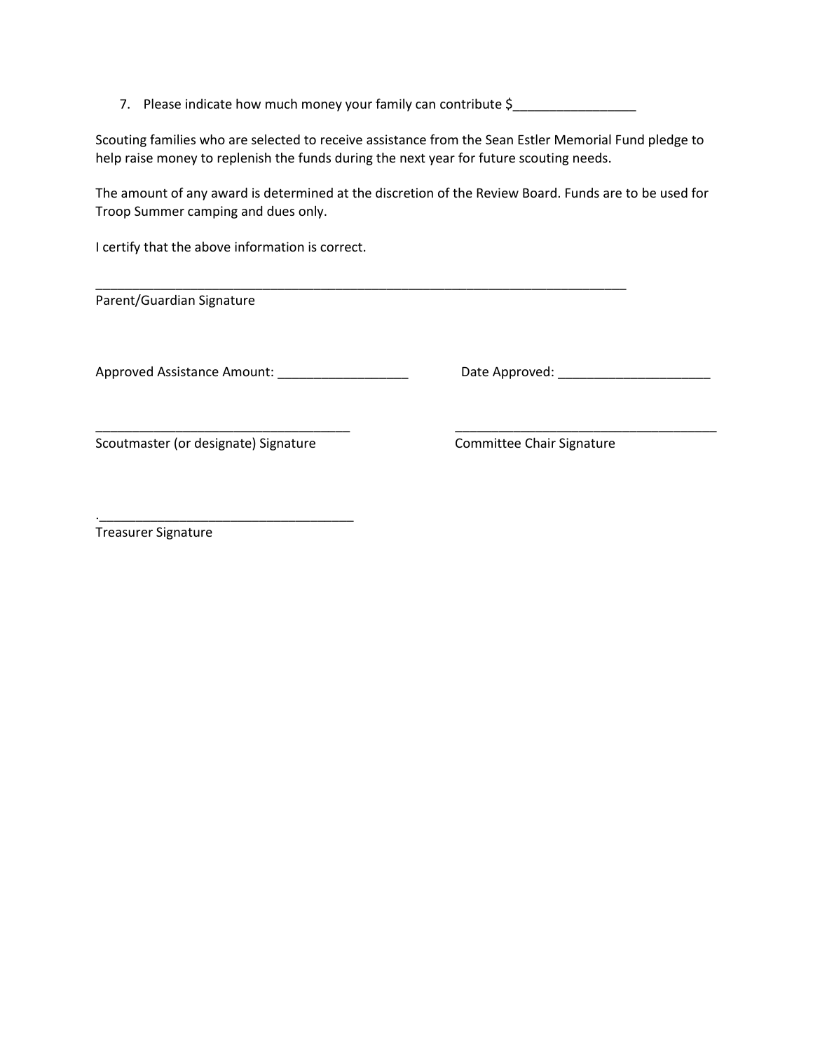7. Please indicate how much money your family can contribute $_________________

Scouting families who are selected to receive assistance from the Sean Estler Memorial Fund pledge to help raise money to replenish the funds during the next year for future scouting needs.

The amount of any award is determined at the discretion of the Review Board. Funds are to be used for Troop Summer camping and dues only.

I certify that the above information is correct.

_______________________________________________________________________________
Parent/Guardian Signature

Approved Assistance Amount: __________________ Date Approved: _____________________

____________________________________ Scoutmaster (or designate) Signature

_____________________________________ Committee Chair Signature

.___________________________________
Treasurer Signature